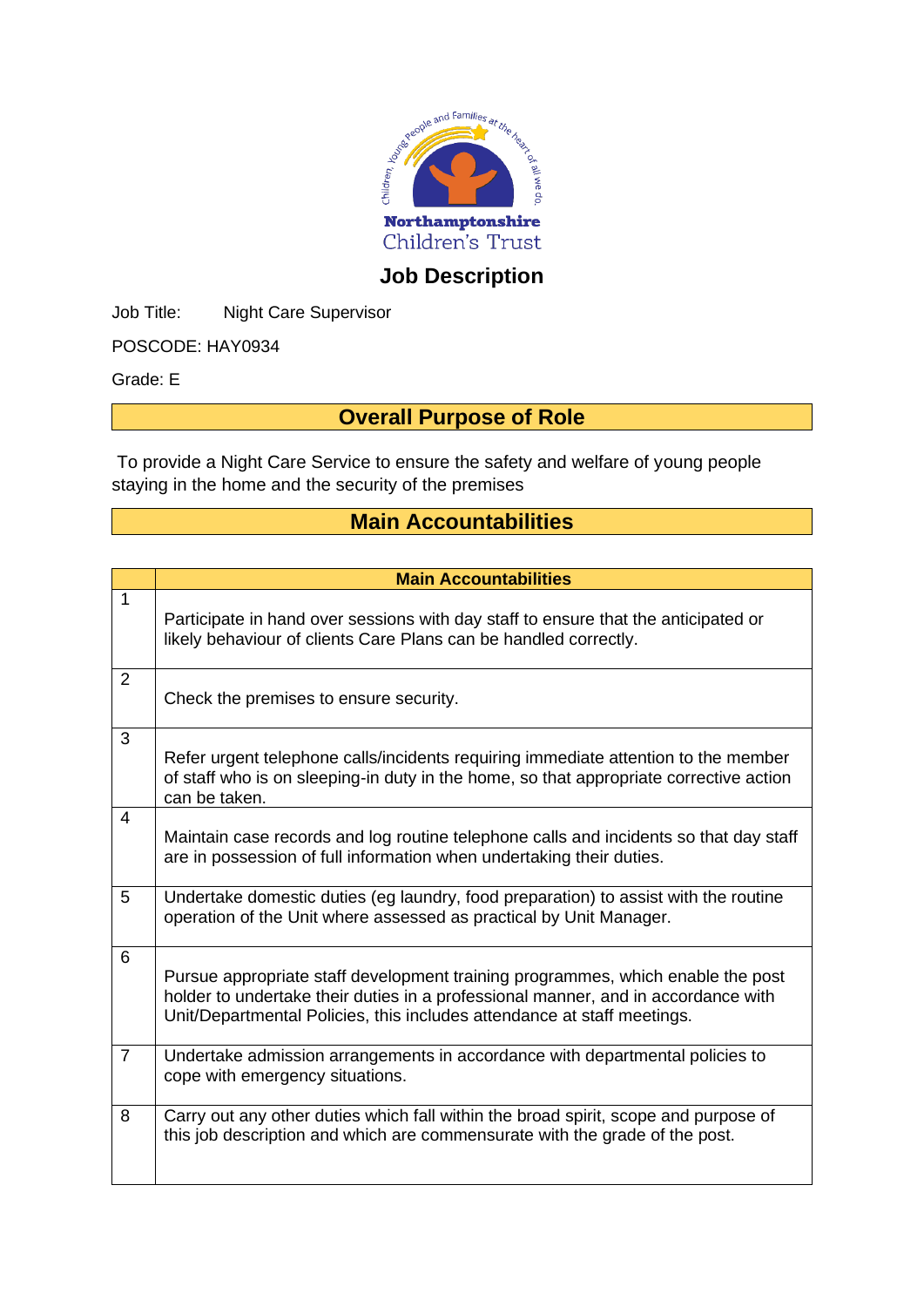Northamptonshire Children's Trust

# Job Description

Job Title: Night Care Supervisor

POSCODE: HAY0934

Grade: E

## Overall Purpose of Role

To provide a Night Care Service to ensure the safety and welfare of young people staying in the home and the security of the premises

## Main Accountabilities

| | Main Accountabilities |
|---|---|
| 1 | Participate in hand over sessions with day staff to ensure that the anticipated or likely behaviour of clients Care Plans can be handled correctly. |
| 2 | Check the premises to ensure security. |
| 3 | Refer urgent telephone calls/incidents requiring immediate attention to the member of staff who is on sleeping-in duty in the home, so that appropriate corrective action can be taken. |
| 4 | Maintain case records and log routine telephone calls and incidents so that day staff are in possession of full information when undertaking their duties. |
| 5 | Undertake domestic duties (eg laundry, food preparation) to assist with the routine operation of the Unit where assessed as practical by Unit Manager. |
| 6 | Pursue appropriate staff development training programmes, which enable the post holder to undertake their duties in a professional manner, and in accordance with Unit/Departmental Policies, this includes attendance at staff meetings. |
| 7 | Undertake admission arrangements in accordance with departmental policies to cope with emergency situations. |
| 8 | Carry out any other duties which fall within the broad spirit, scope and purpose of this job description and which are commensurate with the grade of the post. |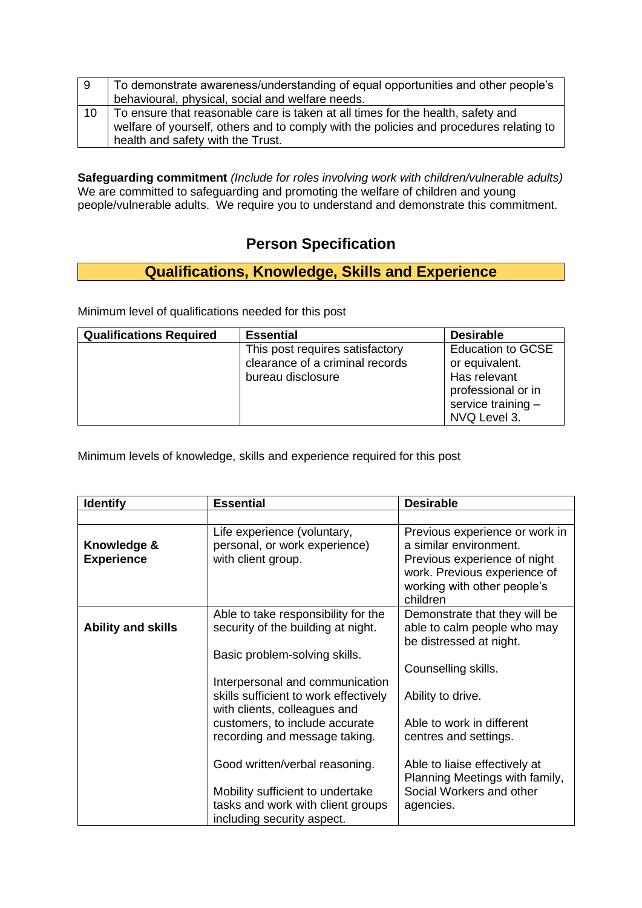| 9 | To demonstrate awareness/understanding of equal opportunities and other people's behavioural, physical, social and welfare needs. |
|---|---|
| 10 | To ensure that reasonable care is taken at all times for the health, safety and welfare of yourself, others and to comply with the policies and procedures relating to health and safety with the Trust. |

**Safeguarding commitment** *(Include for roles involving work with children/vulnerable adults)*
We are committed to safeguarding and promoting the welfare of children and young people/vulnerable adults. We require you to understand and demonstrate this commitment.

## Person Specification

### Qualifications, Knowledge, Skills and Experience

Minimum level of qualifications needed for this post

| Qualifications Required | Essential | Desirable |
|---|---|---|
| | This post requires satisfactory clearance of a criminal records bureau disclosure | Education to GCSE or equivalent. Has relevant professional or in service training – NVQ Level 3. |

Minimum levels of knowledge, skills and experience required for this post

| Identify | Essential | Desirable |
|---|---|---|
| | | |
| **Knowledge & Experience** | Life experience (voluntary, personal, or work experience) with client group. | Previous experience or work in a similar environment. Previous experience of night work. Previous experience of working with other people's children |
| **Ability and skills** | Able to take responsibility for the security of the building at night.<br><br>Basic problem-solving skills.<br><br>Interpersonal and communication skills sufficient to work effectively with clients, colleagues and customers, to include accurate recording and message taking.<br><br>Good written/verbal reasoning.<br><br>Mobility sufficient to undertake tasks and work with client groups including security aspect. | Demonstrate that they will be able to calm people who may be distressed at night.<br><br>Counselling skills.<br><br>Ability to drive.<br><br>Able to work in different centres and settings.<br><br>Able to liaise effectively at Planning Meetings with family, Social Workers and other agencies. |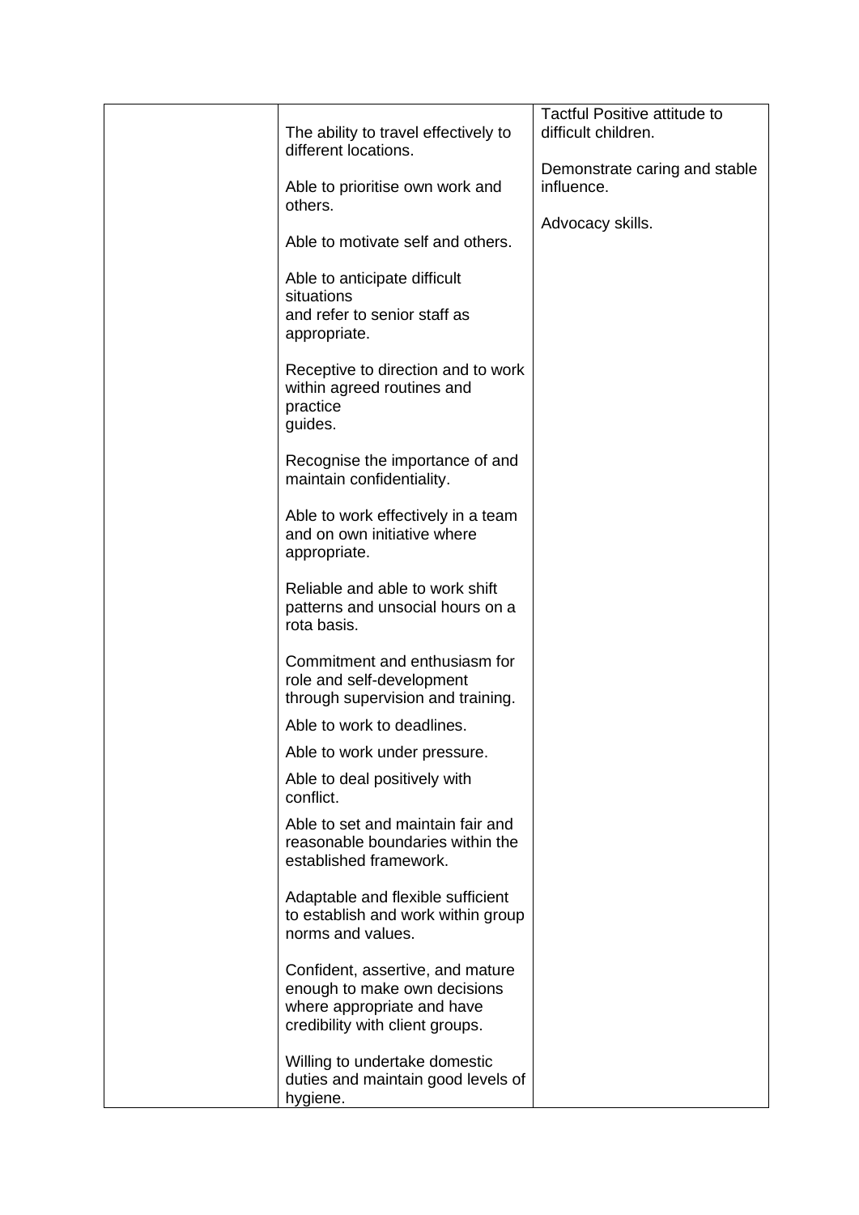| | | |
|---|---|---|
| | The ability to travel effectively to different locations.<br><br>Able to prioritise own work and others.<br><br>Able to motivate self and others.<br><br>Able to anticipate difficult situations and refer to senior staff as appropriate.<br><br>Receptive to direction and to work within agreed routines and practice guides.<br><br>Recognise the importance of and maintain confidentiality.<br><br>Able to work effectively in a team and on own initiative where appropriate.<br><br>Reliable and able to work shift patterns and unsocial hours on a rota basis.<br><br>Commitment and enthusiasm for role and self-development through supervision and training.<br><br>Able to work to deadlines.<br><br>Able to work under pressure.<br><br>Able to deal positively with conflict.<br><br>Able to set and maintain fair and reasonable boundaries within the established framework.<br><br>Adaptable and flexible sufficient to establish and work within group norms and values.<br><br>Confident, assertive, and mature enough to make own decisions where appropriate and have credibility with client groups.<br><br>Willing to undertake domestic duties and maintain good levels of hygiene. | Tactful Positive attitude to difficult children.<br><br>Demonstrate caring and stable influence.<br><br>Advocacy skills. |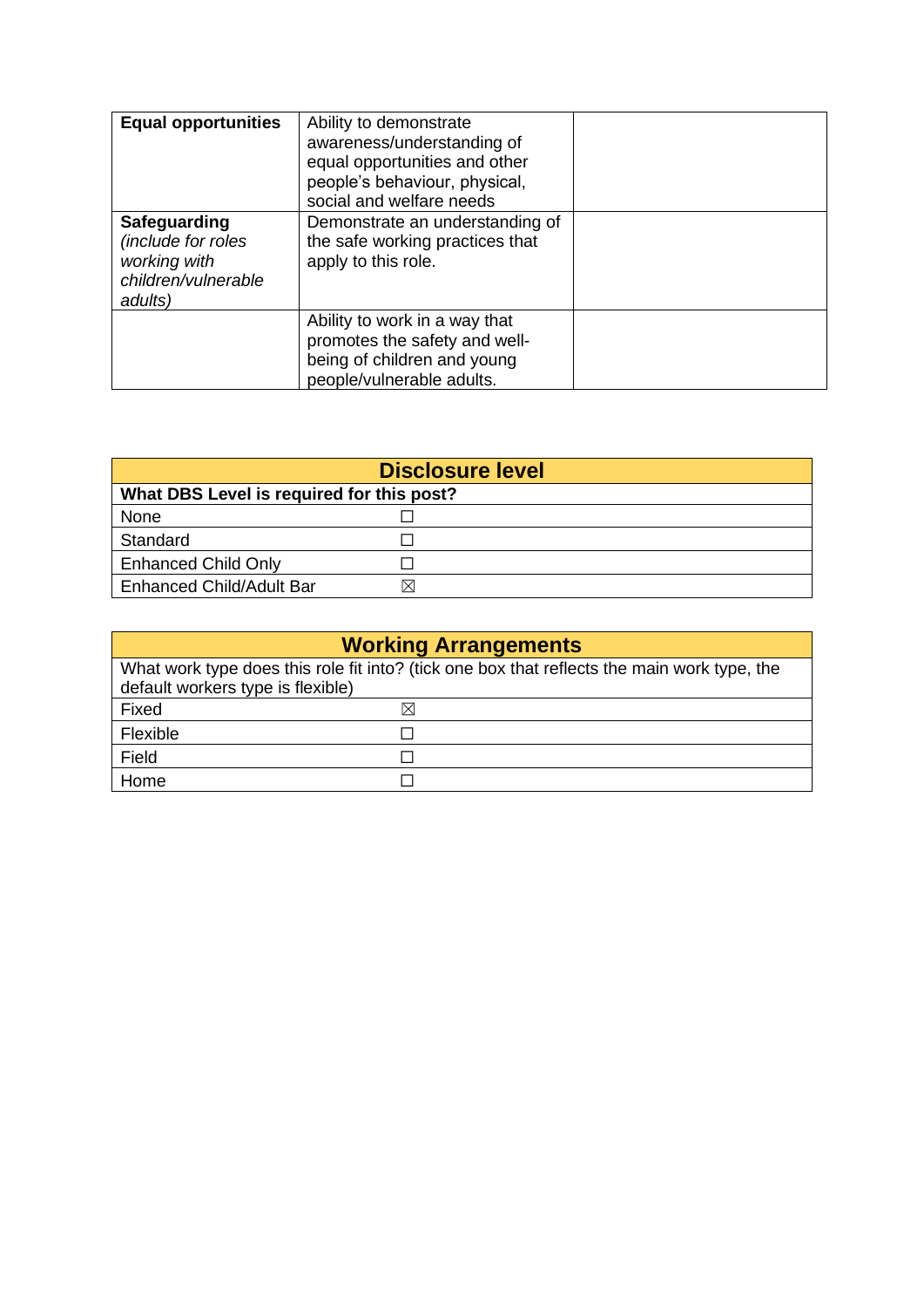| | | |
|---|---|---|
| **Equal opportunities** | Ability to demonstrate awareness/understanding of equal opportunities and other people's behaviour, physical, social and welfare needs | |
| **Safeguarding** *(include for roles working with children/vulnerable adults)* | Demonstrate an understanding of the safe working practices that apply to this role. | |
| | Ability to work in a way that promotes the safety and well-being of children and young people/vulnerable adults. | |

| **Disclosure level** | |
|---|---|
| **What DBS Level is required for this post?** | |
| None | ☐ |
| Standard | ☐ |
| Enhanced Child Only | ☐ |
| Enhanced Child/Adult Bar | ☒ |

| **Working Arrangements** | |
|---|---|
| What work type does this role fit into? (tick one box that reflects the main work type, the default workers type is flexible) | |
| Fixed | ☒ |
| Flexible | ☐ |
| Field | ☐ |
| Home | ☐ |